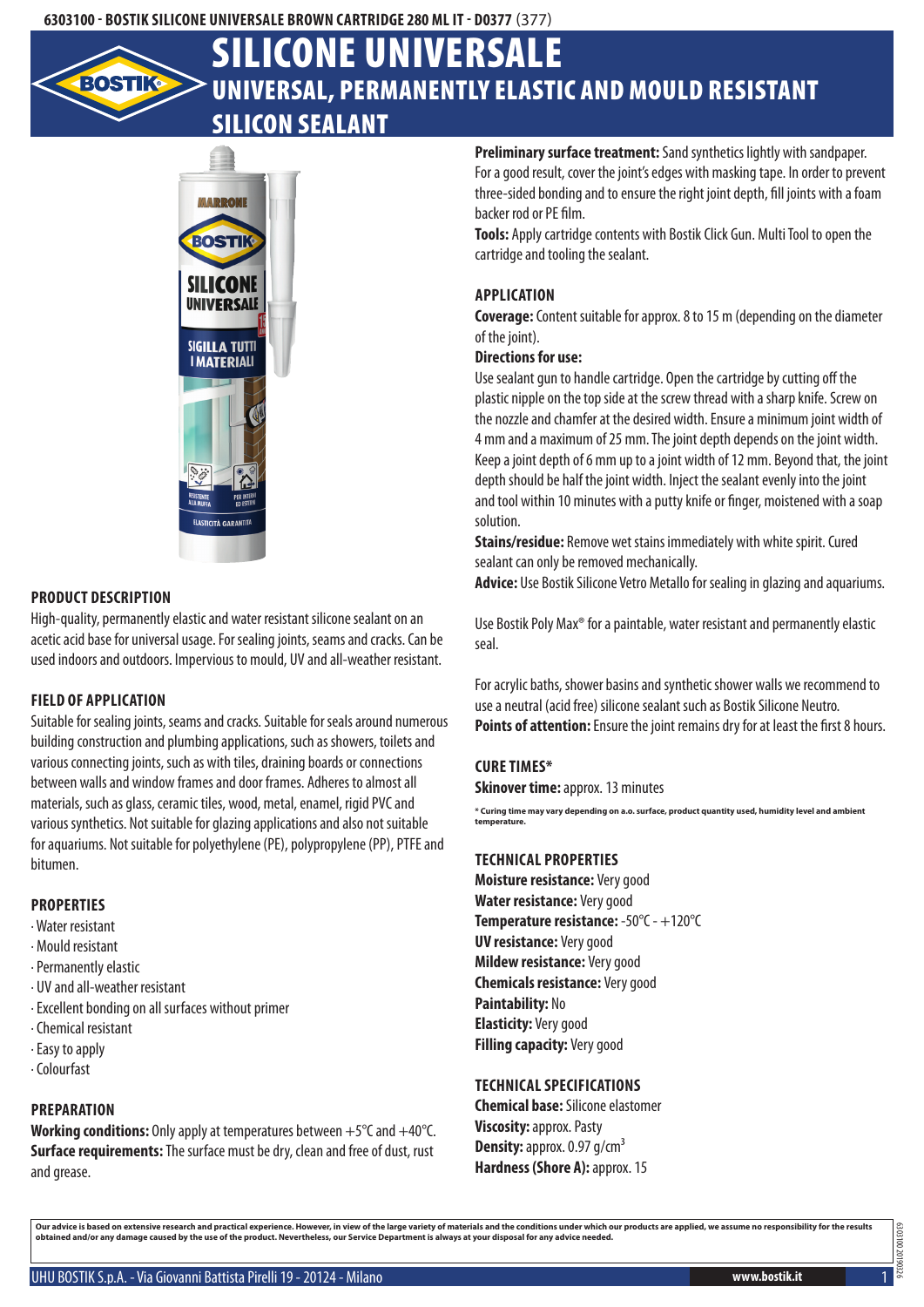6303100 - BOSTIK SILICONE UNIVERSALE BROWN CARTRIDGE 280 ML IT - D0377 (377)

# SILICONE UNIVERSALE

## UNIVERSAL, PERMANENTLY ELASTIC AND MOULD RESISTANT SILICON SEALANT

### PRODUCT DESCRIPTION

High-quality, permanently elastic and water resistant silicone sealant on an acetic acid base for universal usage. For sealing joints, seams and cracks. Can be used indoors and outdoors. Impervious to mould, UV and all-weather resistant.

### FIELD OF APPLICATION

Suitable for sealing joints, seams and cracks. Suitable for seals around numerous building construction and plumbing applications, such as showers, toilets and various connecting joints, such as with tiles, draining boards or connections between walls and window frames and door frames. Adheres to almost all materials, such as glass, ceramic tiles, wood, metal, enamel, rigid PVC and various synthetics. Not suitable for glazing applications and also not suitable for aquariums. Not suitable for polyethylene (PE), polypropylene (PP), PTFE and bitumen.

### PROPERTIES

- Water resistant
- Mould resistant
- Permanently elastic
- UV and all-weather resistant
- Excellent bonding on all surfaces without primer
- Chemical resistant
- Easy to apply
- Colourfast

### PREPARATION

**Working conditions:** Only apply at temperatures between +5°C and +40°C.
**Surface requirements:** The surface must be dry, clean and free of dust, rust and grease.
**Preliminary surface treatment:** Sand synthetics lightly with sandpaper. For a good result, cover the joint's edges with masking tape. In order to prevent three-sided bonding and to ensure the right joint depth, fill joints with a foam backer rod or PE film.
**Tools:** Apply cartridge contents with Bostik Click Gun. Multi Tool to open the cartridge and tooling the sealant.

### APPLICATION

**Coverage:** Content suitable for approx. 8 to 15 m (depending on the diameter of the joint).

**Directions for use:**

Use sealant gun to handle cartridge. Open the cartridge by cutting off the plastic nipple on the top side at the screw thread with a sharp knife. Screw on the nozzle and chamfer at the desired width. Ensure a minimum joint width of 4 mm and a maximum of 25 mm. The joint depth depends on the joint width. Keep a joint depth of 6 mm up to a joint width of 12 mm. Beyond that, the joint depth should be half the joint width. Inject the sealant evenly into the joint and tool within 10 minutes with a putty knife or finger, moistened with a soap solution.

**Stains/residue:** Remove wet stains immediately with white spirit. Cured sealant can only be removed mechanically.

**Advice:** Use Bostik Silicone Vetro Metallo for sealing in glazing and aquariums.

Use Bostik Poly Max® for a paintable, water resistant and permanently elastic seal.

For acrylic baths, shower basins and synthetic shower walls we recommend to use a neutral (acid free) silicone sealant such as Bostik Silicone Neutro.

**Points of attention:** Ensure the joint remains dry for at least the first 8 hours.

### CURE TIMES*

**Skinover time:** approx. 13 minutes

* Curing time may vary depending on a.o. surface, product quantity used, humidity level and ambient temperature.

### TECHNICAL PROPERTIES

**Moisture resistance:** Very good
**Water resistance:** Very good
**Temperature resistance:** -50°C - +120°C
**UV resistance:** Very good
**Mildew resistance:** Very good
**Chemicals resistance:** Very good
**Paintability:** No
**Elasticity:** Very good
**Filling capacity:** Very good

### TECHNICAL SPECIFICATIONS

**Chemical base:** Silicone elastomer
**Viscosity:** approx. Pasty
**Density:** approx. 0.97 g/cm$^3$
**Hardness (Shore A):** approx. 15

Our advice is based on extensive research and practical experience. However, in view of the large variety of materials and the conditions under which our products are applied, we assume no responsibility for the results obtained and/or any damage caused by the use of the product. Nevertheless, our Service Department is always at your disposal for any advice needed.

UHU BOSTIK S.p.A. - Via Giovanni Battista Pirelli 19 - 20124 - Milano    www.bostik.it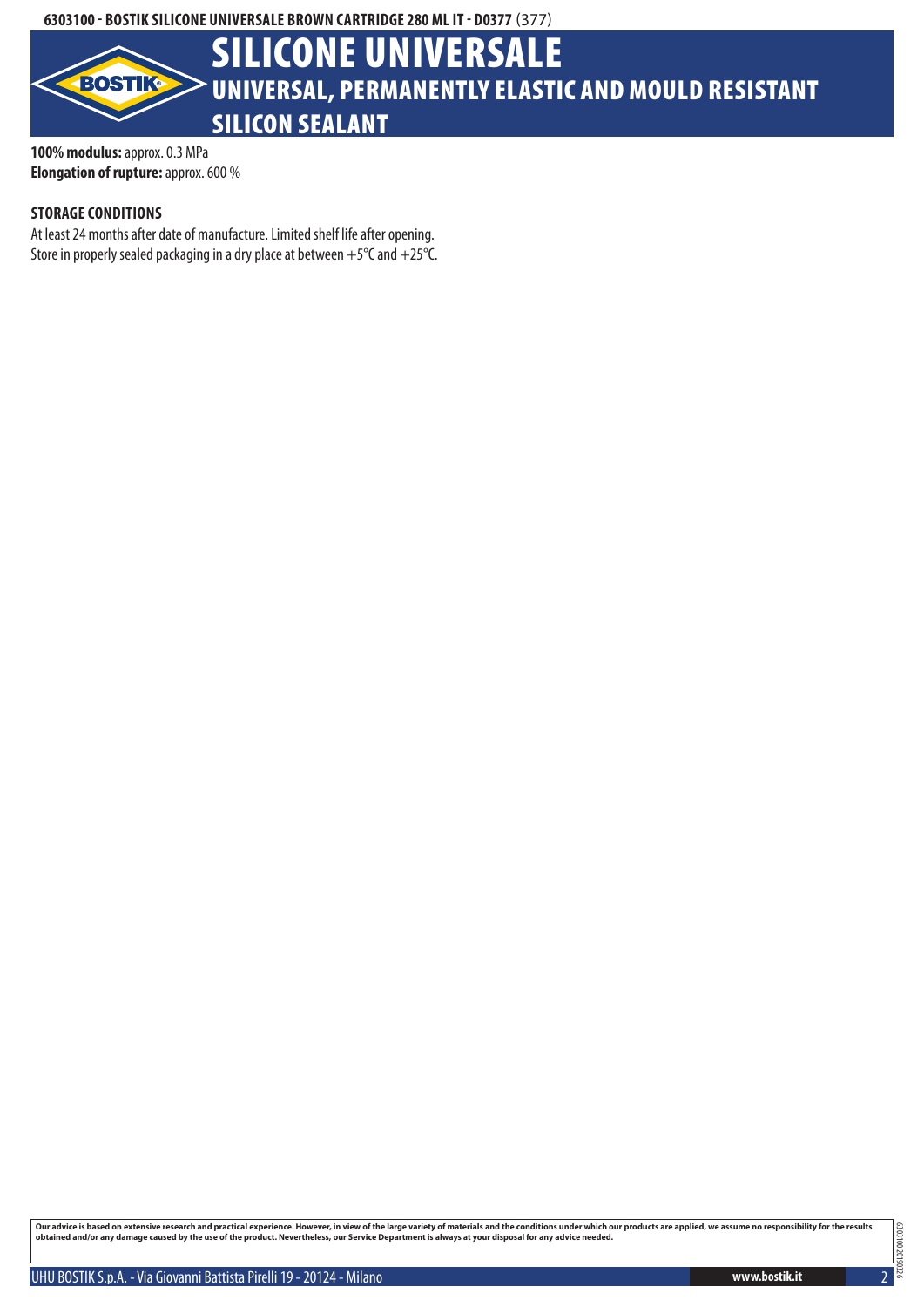**100% modulus:** approx. 0.3 MPa
**Elongation of rupture:** approx. 600 %

### STORAGE CONDITIONS

At least 24 months after date of manufacture. Limited shelf life after opening.
Store in properly sealed packaging in a dry place at between +5°C and +25°C.

**Our advice is based on extensive research and practical experience. However, in view of the large variety of materials and the conditions under which our products are applied, we assume no responsibility for the results obtained and/or any damage caused by the use of the product. Nevertheless, our Service Department is always at your disposal for any advice needed.**

UHU BOSTIK S.p.A. - Via Giovanni Battista Pirelli 19 - 20124 - Milano

**www.bostik.it**